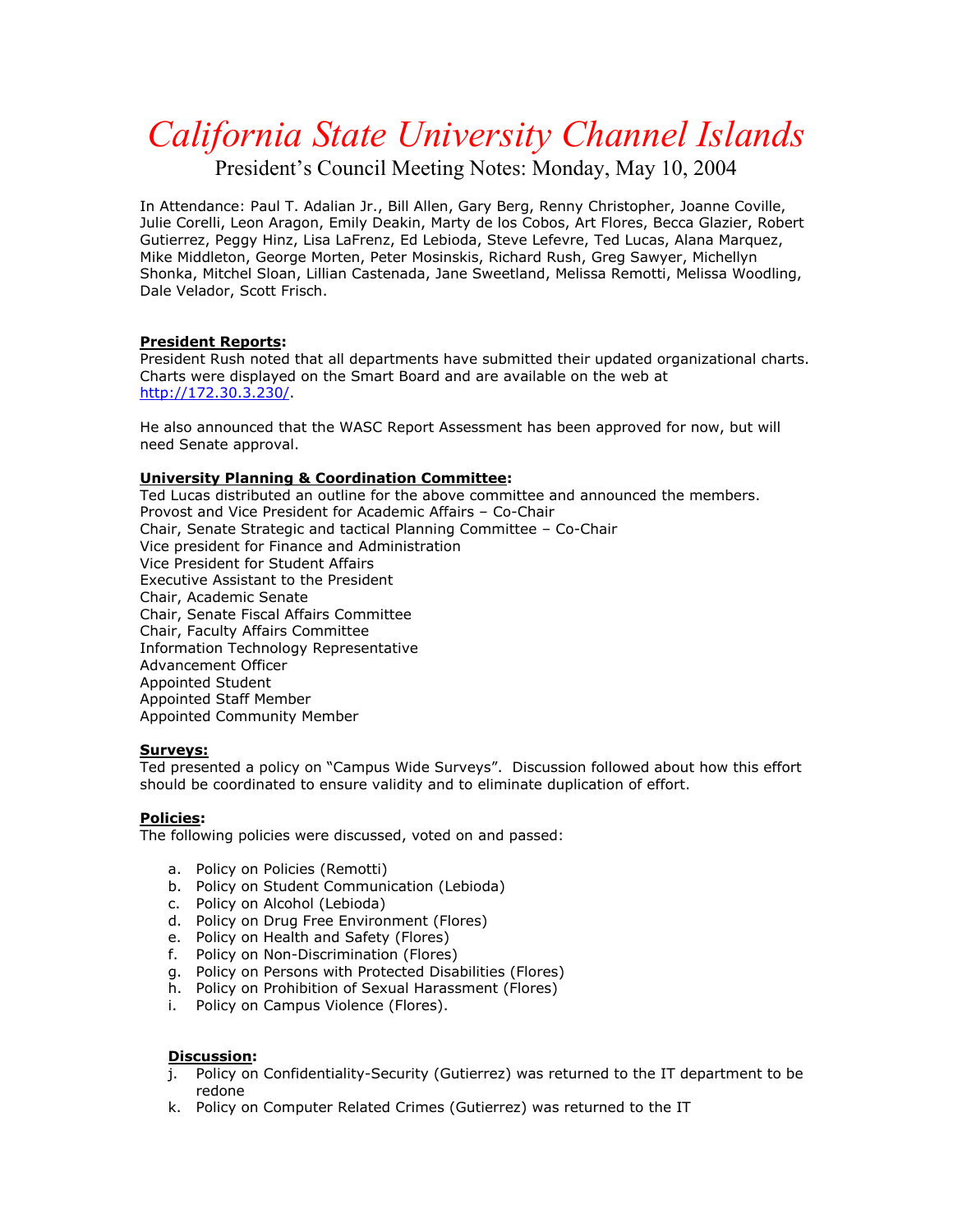# California State University Channel Islands

## President's Council Meeting Notes: Monday, May 10, 2004

In Attendance: Paul T. Adalian Jr., Bill Allen, Gary Berg, Renny Christopher, Joanne Coville, Julie Corelli, Leon Aragon, Emily Deakin, Marty de los Cobos, Art Flores, Becca Glazier, Robert Gutierrez, Peggy Hinz, Lisa LaFrenz, Ed Lebioda, Steve Lefevre, Ted Lucas, Alana Marquez, Mike Middleton, George Morten, Peter Mosinskis, Richard Rush, Greg Sawyer, Michellyn Shonka, Mitchel Sloan, Lillian Castenada, Jane Sweetland, Melissa Remotti, Melissa Woodling, Dale Velador, Scott Frisch.

**President Reports:**

President Rush noted that all departments have submitted their updated organizational charts. Charts were displayed on the Smart Board and are available on the web at [http://172.30.3.230/](http://172.30.3.230/).

He also announced that the WASC Report Assessment has been approved for now, but will need Senate approval.

**University Planning & Coordination Committee:**

Ted Lucas distributed an outline for the above committee and announced the members.
Provost and Vice President for Academic Affairs – Co-Chair
Chair, Senate Strategic and tactical Planning Committee – Co-Chair
Vice president for Finance and Administration
Vice President for Student Affairs
Executive Assistant to the President
Chair, Academic Senate
Chair, Senate Fiscal Affairs Committee
Chair, Faculty Affairs Committee
Information Technology Representative
Advancement Officer
Appointed Student
Appointed Staff Member
Appointed Community Member

**Surveys:**

Ted presented a policy on "Campus Wide Surveys". Discussion followed about how this effort should be coordinated to ensure validity and to eliminate duplication of effort.

**Policies:**

The following policies were discussed, voted on and passed:

a. Policy on Policies (Remotti)
b. Policy on Student Communication (Lebioda)
c. Policy on Alcohol (Lebioda)
d. Policy on Drug Free Environment (Flores)
e. Policy on Health and Safety (Flores)
f. Policy on Non-Discrimination (Flores)
g. Policy on Persons with Protected Disabilities (Flores)
h. Policy on Prohibition of Sexual Harassment (Flores)
i. Policy on Campus Violence (Flores).

**Discussion:**

j. Policy on Confidentiality-Security (Gutierrez) was returned to the IT department to be redone
k. Policy on Computer Related Crimes (Gutierrez) was returned to the IT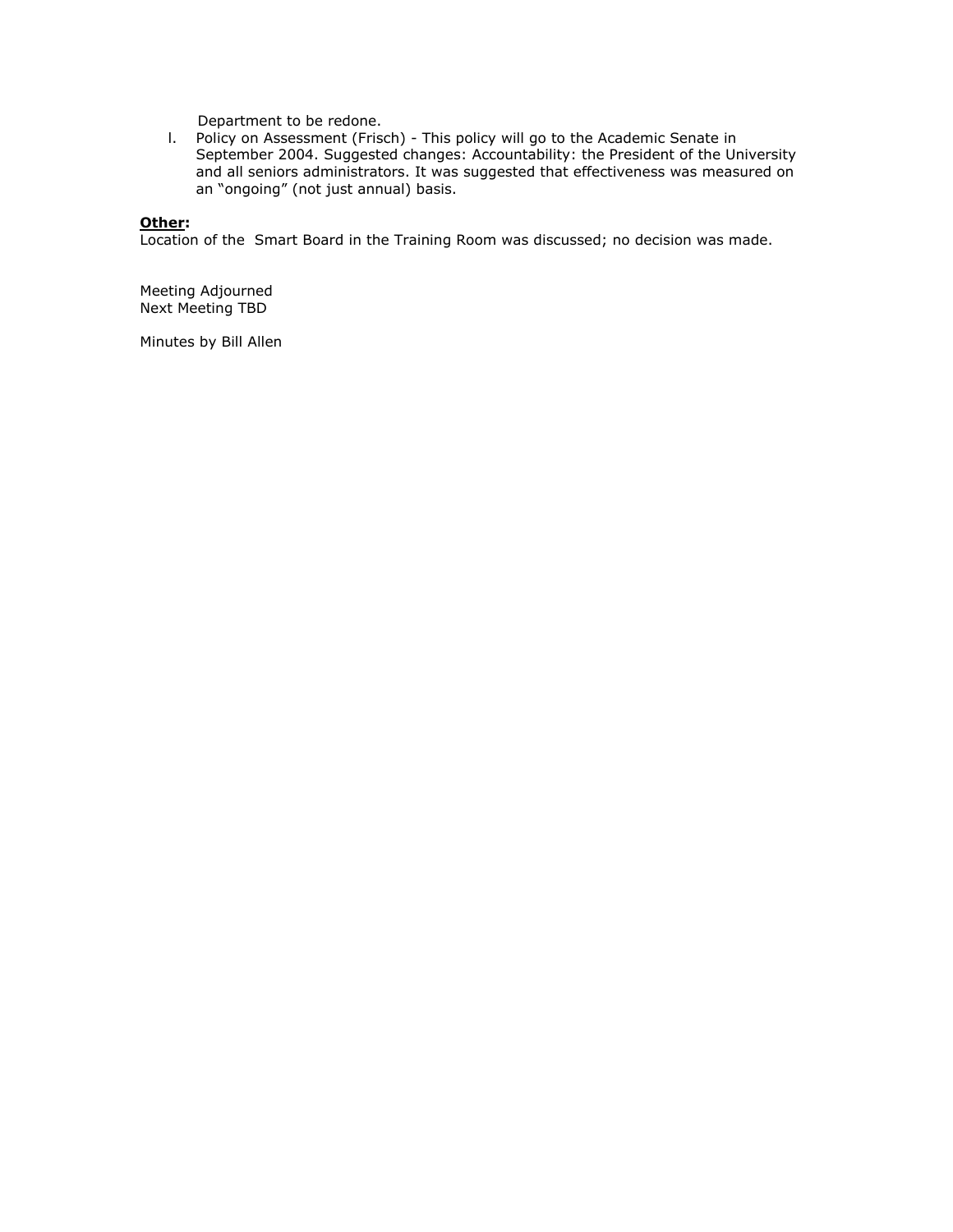Department to be redone.

l. Policy on Assessment (Frisch) - This policy will go to the Academic Senate in September 2004. Suggested changes: Accountability: the President of the University and all seniors administrators. It was suggested that effectiveness was measured on an "ongoing" (not just annual) basis.

**Other:**

Location of the Smart Board in the Training Room was discussed; no decision was made.

Meeting Adjourned
Next Meeting TBD

Minutes by Bill Allen